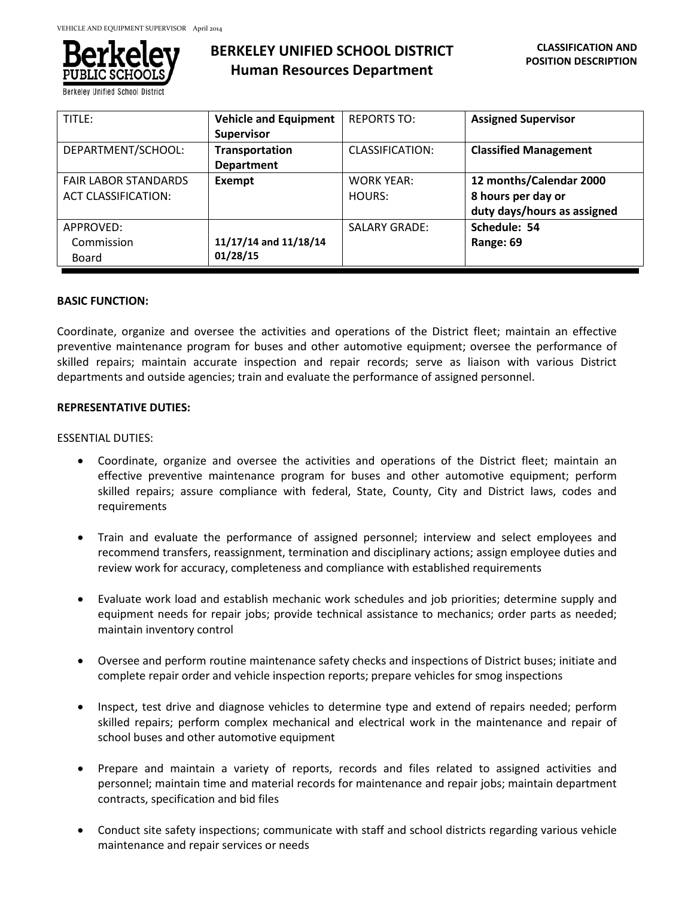**BERKELEY UNIFIED SCHOOL DISTRICT**
**Human Resources Department**

**CLASSIFICATION AND POSITION DESCRIPTION**

| TITLE: | **Vehicle and Equipment Supervisor** | REPORTS TO: | **Assigned Supervisor** |
|---|---|---|---|
| DEPARTMENT/SCHOOL: | **Transportation Department** | CLASSIFICATION: | **Classified Management** |
| FAIR LABOR STANDARDS ACT CLASSIFICATION: | **Exempt** | WORK YEAR: HOURS: | **12 months/Calendar 2000 8 hours per day or duty days/hours as assigned** |
| APPROVED: Commission Board | **11/17/14 and 11/18/14 01/28/15** | SALARY GRADE: | **Schedule: 54 Range: 69** |

**BASIC FUNCTION:**

Coordinate, organize and oversee the activities and operations of the District fleet; maintain an effective preventive maintenance program for buses and other automotive equipment; oversee the performance of skilled repairs; maintain accurate inspection and repair records; serve as liaison with various District departments and outside agencies; train and evaluate the performance of assigned personnel.

**REPRESENTATIVE DUTIES:**

ESSENTIAL DUTIES:

- Coordinate, organize and oversee the activities and operations of the District fleet; maintain an effective preventive maintenance program for buses and other automotive equipment; perform skilled repairs; assure compliance with federal, State, County, City and District laws, codes and requirements

- Train and evaluate the performance of assigned personnel; interview and select employees and recommend transfers, reassignment, termination and disciplinary actions; assign employee duties and review work for accuracy, completeness and compliance with established requirements

- Evaluate work load and establish mechanic work schedules and job priorities; determine supply and equipment needs for repair jobs; provide technical assistance to mechanics; order parts as needed; maintain inventory control

- Oversee and perform routine maintenance safety checks and inspections of District buses; initiate and complete repair order and vehicle inspection reports; prepare vehicles for smog inspections

- Inspect, test drive and diagnose vehicles to determine type and extend of repairs needed; perform skilled repairs; perform complex mechanical and electrical work in the maintenance and repair of school buses and other automotive equipment

- Prepare and maintain a variety of reports, records and files related to assigned activities and personnel; maintain time and material records for maintenance and repair jobs; maintain department contracts, specification and bid files

- Conduct site safety inspections; communicate with staff and school districts regarding various vehicle maintenance and repair services or needs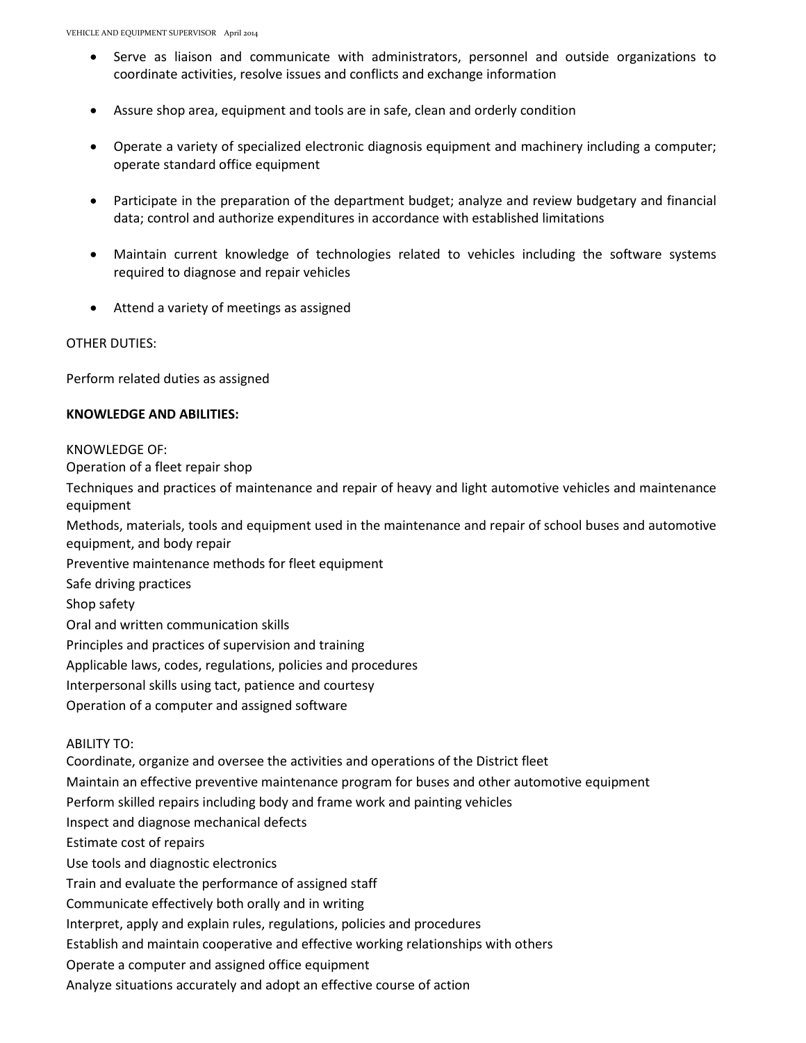- Serve as liaison and communicate with administrators, personnel and outside organizations to coordinate activities, resolve issues and conflicts and exchange information

- Assure shop area, equipment and tools are in safe, clean and orderly condition

- Operate a variety of specialized electronic diagnosis equipment and machinery including a computer; operate standard office equipment

- Participate in the preparation of the department budget; analyze and review budgetary and financial data; control and authorize expenditures in accordance with established limitations

- Maintain current knowledge of technologies related to vehicles including the software systems required to diagnose and repair vehicles

- Attend a variety of meetings as assigned

OTHER DUTIES:

Perform related duties as assigned

**KNOWLEDGE AND ABILITIES:**

KNOWLEDGE OF:

Operation of a fleet repair shop

Techniques and practices of maintenance and repair of heavy and light automotive vehicles and maintenance equipment

Methods, materials, tools and equipment used in the maintenance and repair of school buses and automotive equipment, and body repair

Preventive maintenance methods for fleet equipment

Safe driving practices

Shop safety

Oral and written communication skills

Principles and practices of supervision and training

Applicable laws, codes, regulations, policies and procedures

Interpersonal skills using tact, patience and courtesy

Operation of a computer and assigned software

ABILITY TO:

Coordinate, organize and oversee the activities and operations of the District fleet

Maintain an effective preventive maintenance program for buses and other automotive equipment

Perform skilled repairs including body and frame work and painting vehicles

Inspect and diagnose mechanical defects

Estimate cost of repairs

Use tools and diagnostic electronics

Train and evaluate the performance of assigned staff

Communicate effectively both orally and in writing

Interpret, apply and explain rules, regulations, policies and procedures

Establish and maintain cooperative and effective working relationships with others

Operate a computer and assigned office equipment

Analyze situations accurately and adopt an effective course of action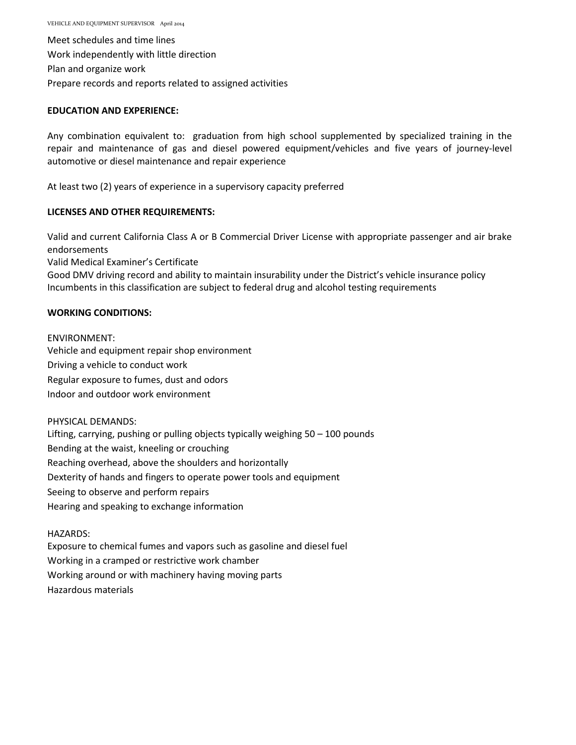Meet schedules and time lines
Work independently with little direction
Plan and organize work
Prepare records and reports related to assigned activities

**EDUCATION AND EXPERIENCE:**

Any combination equivalent to: graduation from high school supplemented by specialized training in the repair and maintenance of gas and diesel powered equipment/vehicles and five years of journey-level automotive or diesel maintenance and repair experience

At least two (2) years of experience in a supervisory capacity preferred

**LICENSES AND OTHER REQUIREMENTS:**

Valid and current California Class A or B Commercial Driver License with appropriate passenger and air brake endorsements
Valid Medical Examiner's Certificate
Good DMV driving record and ability to maintain insurability under the District's vehicle insurance policy
Incumbents in this classification are subject to federal drug and alcohol testing requirements

**WORKING CONDITIONS:**

ENVIRONMENT:
Vehicle and equipment repair shop environment
Driving a vehicle to conduct work
Regular exposure to fumes, dust and odors
Indoor and outdoor work environment

PHYSICAL DEMANDS:
Lifting, carrying, pushing or pulling objects typically weighing 50 – 100 pounds
Bending at the waist, kneeling or crouching
Reaching overhead, above the shoulders and horizontally
Dexterity of hands and fingers to operate power tools and equipment
Seeing to observe and perform repairs
Hearing and speaking to exchange information

HAZARDS:
Exposure to chemical fumes and vapors such as gasoline and diesel fuel
Working in a cramped or restrictive work chamber
Working around or with machinery having moving parts
Hazardous materials